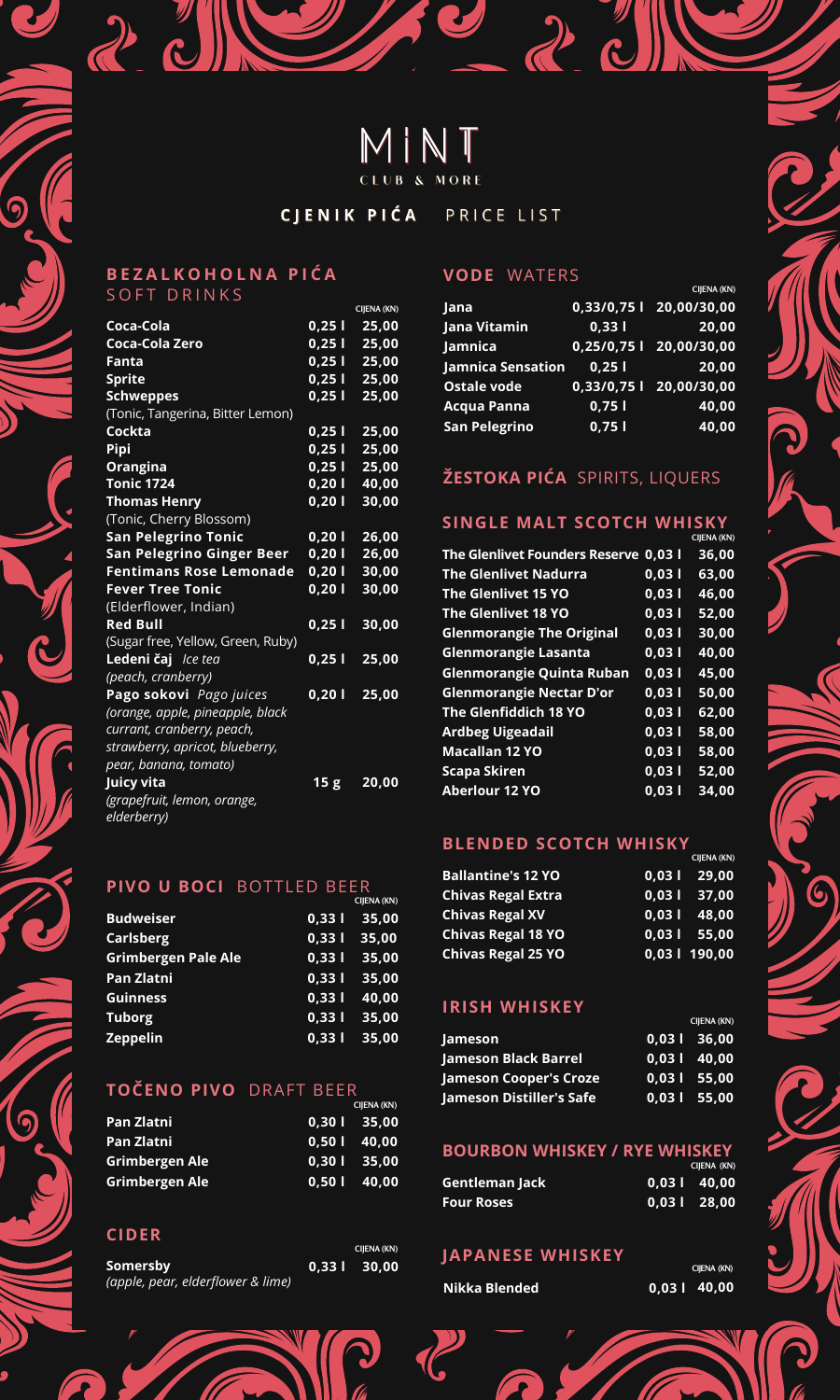# MINT

CLUB & MORE

## CJENIK PIĆA PRICE LIST

### BEZALKOHOLNA PIĆA SOFT DRINKS

| | | CIJENA (KN) |
|---|---|---|
| **Coca-Cola** | 0,25 l | 25,00 |
| **Coca-Cola Zero** | 0,25 l | 25,00 |
| **Fanta** | 0,25 l | 25,00 |
| **Sprite** | 0,25 l | 25,00 |
| **Schweppes** (Tonic, Tangerina, Bitter Lemon) | 0,25 l | 25,00 |
| **Cockta** | 0,25 l | 25,00 |
| **Pipi** | 0,25 l | 25,00 |
| **Orangina** | 0,25 l | 25,00 |
| **Tonic 1724** | 0,20 l | 40,00 |
| **Thomas Henry** (Tonic, Cherry Blossom) | 0,20 l | 30,00 |
| **San Pelegrino Tonic** | 0,20 l | 26,00 |
| **San Pelegrino Ginger Beer** | 0,20 l | 26,00 |
| **Fentimans Rose Lemonade** | 0,20 l | 30,00 |
| **Fever Tree Tonic** (Elderflower, Indian) | 0,20 l | 30,00 |
| **Red Bull** (Sugar free, Yellow, Green, Ruby) | 0,25 l | 30,00 |
| **Ledeni čaj** *Ice tea* *(peach, cranberry)* | 0,25 l | 25,00 |
| **Pago sokovi** *Pago juices* *(orange, apple, pineapple, black currant, cranberry, peach, strawberry, apricot, blueberry, pear, banana, tomato)* | 0,20 l | 25,00 |
| **Juicy vita** *(grapefruit, lemon, orange, elderberry)* | 15 g | 20,00 |

### PIVO U BOCI BOTTLED BEER

| | | CIJENA (KN) |
|---|---|---|
| **Budweiser** | 0,33 l | 35,00 |
| **Carlsberg** | 0,33 l | 35,00 |
| **Grimbergen Pale Ale** | 0,33 l | 35,00 |
| **Pan Zlatni** | 0,33 l | 35,00 |
| **Guinness** | 0,33 l | 40,00 |
| **Tuborg** | 0,33 l | 35,00 |
| **Zeppelin** | 0,33 l | 35,00 |

### TOČENO PIVO DRAFT BEER

| | | CIJENA (KN) |
|---|---|---|
| **Pan Zlatni** | 0,30 l | 35,00 |
| **Pan Zlatni** | 0,50 l | 40,00 |
| **Grimbergen Ale** | 0,30 l | 35,00 |
| **Grimbergen Ale** | 0,50 l | 40,00 |

### CIDER

| | | CIJENA (KN) |
|---|---|---|
| **Somersby** *(apple, pear, elderflower & lime)* | 0,33 l | 30,00 |

### VODE WATERS

| | | CIJENA (KN) |
|---|---|---|
| **Jana** | 0,33/0,75 l | 20,00/30,00 |
| **Jana Vitamin** | 0,33 l | 20,00 |
| **Jamnica** | 0,25/0,75 l | 20,00/30,00 |
| **Jamnica Sensation** | 0,25 l | 20,00 |
| **Ostale vode** | 0,33/0,75 l | 20,00/30,00 |
| **Acqua Panna** | 0,75 l | 40,00 |
| **San Pelegrino** | 0,75 l | 40,00 |

## ŽESTOKA PIĆA SPIRITS, LIQUERS

### SINGLE MALT SCOTCH WHISKY

| | | CIJENA (KN) |
|---|---|---|
| **The Glenlivet Founders Reserve** | 0,03 l | 36,00 |
| **The Glenlivet Nadurra** | 0,03 l | 63,00 |
| **The Glenlivet 15 YO** | 0,03 l | 46,00 |
| **The Glenlivet 18 YO** | 0,03 l | 52,00 |
| **Glenmorangie The Original** | 0,03 l | 30,00 |
| **Glenmorangie Lasanta** | 0,03 l | 40,00 |
| **Glenmorangie Quinta Ruban** | 0,03 l | 45,00 |
| **Glenmorangie Nectar D'or** | 0,03 l | 50,00 |
| **The Glenfiddich 18 YO** | 0,03 l | 62,00 |
| **Ardbeg Uigeadail** | 0,03 l | 58,00 |
| **Macallan 12 YO** | 0,03 l | 58,00 |
| **Scapa Skiren** | 0,03 l | 52,00 |
| **Aberlour 12 YO** | 0,03 l | 34,00 |

### BLENDED SCOTCH WHISKY

| | | CIJENA (KN) |
|---|---|---|
| **Ballantine's 12 YO** | 0,03 l | 29,00 |
| **Chivas Regal Extra** | 0,03 l | 37,00 |
| **Chivas Regal XV** | 0,03 l | 48,00 |
| **Chivas Regal 18 YO** | 0,03 l | 55,00 |
| **Chivas Regal 25 YO** | 0,03 l | 190,00 |

### IRISH WHISKEY

| | | CIJENA (KN) |
|---|---|---|
| **Jameson** | 0,03 l | 36,00 |
| **Jameson Black Barrel** | 0,03 l | 40,00 |
| **Jameson Cooper's Croze** | 0,03 l | 55,00 |
| **Jameson Distiller's Safe** | 0,03 l | 55,00 |

### BOURBON WHISKEY / RYE WHISKEY

| | | CIJENA (KN) |
|---|---|---|
| **Gentleman Jack** | 0,03 l | 40,00 |
| **Four Roses** | 0,03 l | 28,00 |

### JAPANESE WHISKEY

| | | CIJENA (KN) |
|---|---|---|
| **Nikka Blended** | 0,03 l | 40,00 |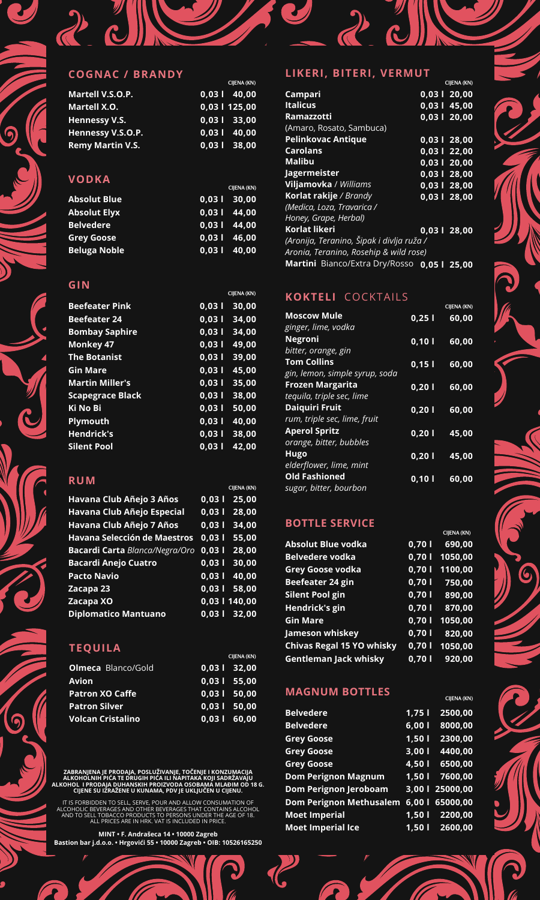## COGNAC / BRANDY

| | | CIJENA (KN) |
|---|---|---|
| **Martell V.S.O.P.** | 0,03 l | 40,00 |
| **Martell X.O.** | 0,03 l | 125,00 |
| **Hennessy V.S.** | 0,03 l | 33,00 |
| **Hennessy V.S.O.P.** | 0,03 l | 40,00 |
| **Remy Martin V.S.** | 0,03 l | 38,00 |

## VODKA

| | | CIJENA (KN) |
|---|---|---|
| **Absolut Blue** | 0,03 l | 30,00 |
| **Absolut Elyx** | 0,03 l | 44,00 |
| **Belvedere** | 0,03 l | 44,00 |
| **Grey Goose** | 0,03 l | 46,00 |
| **Beluga Noble** | 0,03 l | 40,00 |

## GIN

| | | CIJENA (KN) |
|---|---|---|
| **Beefeater Pink** | 0,03 l | 30,00 |
| **Beefeater 24** | 0,03 l | 34,00 |
| **Bombay Saphire** | 0,03 l | 34,00 |
| **Monkey 47** | 0,03 l | 49,00 |
| **The Botanist** | 0,03 l | 39,00 |
| **Gin Mare** | 0,03 l | 45,00 |
| **Martin Miller's** | 0,03 l | 35,00 |
| **Scapegrace Black** | 0,03 l | 38,00 |
| **Ki No Bi** | 0,03 l | 50,00 |
| **Plymouth** | 0,03 l | 40,00 |
| **Hendrick's** | 0,03 l | 38,00 |
| **Silent Pool** | 0,03 l | 42,00 |

## RUM

| | | CIJENA (KN) |
|---|---|---|
| **Havana Club Añejo 3 Años** | 0,03 l | 25,00 |
| **Havana Club Añejo Especial** | 0,03 l | 28,00 |
| **Havana Club Añejo 7 Años** | 0,03 l | 34,00 |
| **Havana Selección de Maestros** | 0,03 l | 55,00 |
| **Bacardi Carta** *Blanca/Negra/Oro* | 0,03 l | 28,00 |
| **Bacardi Anejo Cuatro** | 0,03 l | 30,00 |
| **Pacto Navio** | 0,03 l | 40,00 |
| **Zacapa 23** | 0,03 l | 58,00 |
| **Zacapa XO** | 0,03 l | 140,00 |
| **Diplomatico Mantuano** | 0,03 l | 32,00 |

## TEQUILA

| | | CIJENA (KN) |
|---|---|---|
| **Olmeca** Blanco/Gold | 0,03 l | 32,00 |
| **Avion** | 0,03 l | 55,00 |
| **Patron XO Caffe** | 0,03 l | 50,00 |
| **Patron Silver** | 0,03 l | 50,00 |
| **Volcan Cristalino** | 0,03 l | 60,00 |

## LIKERI, BITERI, VERMUT

| | | CIJENA (KN) |
|---|---|---|
| **Campari** | 0,03 l | 20,00 |
| **Italicus** | 0,03 l | 45,00 |
| **Ramazzotti** (Amaro, Rosato, Sambuca) | 0,03 l | 20,00 |
| **Pelinkovac Antique** | 0,03 l | 28,00 |
| **Carolans** | 0,03 l | 22,00 |
| **Malibu** | 0,03 l | 20,00 |
| **Jagermeister** | 0,03 l | 28,00 |
| **Viljamovka** / *Williams* | 0,03 l | 28,00 |
| **Korlat rakije** / *Brandy* *(Medica, Loza, Travarica / Honey, Grape, Herbal)* | 0,03 l | 28,00 |
| **Korlat likeri** *(Aronija, Teranino, Šipak i divlja ruža / Aronia, Teranino, Rosehip & wild rose)* | 0,03 l | 28,00 |
| **Martini** Bianco/Extra Dry/Rosso | 0,05 l | 25,00 |

## KOKTELI COCKTAILS

| | | CIJENA (KN) |
|---|---|---|
| **Moscow Mule** *ginger, lime, vodka* | 0,25 l | 60,00 |
| **Negroni** *bitter, orange, gin* | 0,10 l | 60,00 |
| **Tom Collins** *gin, lemon, simple syrup, soda* | 0,15 l | 60,00 |
| **Frozen Margarita** *tequila, triple sec, lime* | 0,20 l | 60,00 |
| **Daiquiri Fruit** *rum, triple sec, lime, fruit* | 0,20 l | 60,00 |
| **Aperol Spritz** *orange, bitter, bubbles* | 0,20 l | 45,00 |
| **Hugo** *elderflower, lime, mint* | 0,20 l | 45,00 |
| **Old Fashioned** *sugar, bitter, bourbon* | 0,10 l | 60,00 |

## BOTTLE SERVICE

| | | CIJENA (KN) |
|---|---|---|
| **Absolut Blue vodka** | 0,70 l | 690,00 |
| **Belvedere vodka** | 0,70 l | 1050,00 |
| **Grey Goose vodka** | 0,70 l | 1100,00 |
| **Beefeater 24 gin** | 0,70 l | 750,00 |
| **Silent Pool gin** | 0,70 l | 890,00 |
| **Hendrick's gin** | 0,70 l | 870,00 |
| **Gin Mare** | 0,70 l | 1050,00 |
| **Jameson whiskey** | 0,70 l | 820,00 |
| **Chivas Regal 15 YO whisky** | 0,70 l | 1050,00 |
| **Gentleman Jack whisky** | 0,70 l | 920,00 |

## MAGNUM BOTTLES

| | | CIJENA (KN) |
|---|---|---|
| **Belvedere** | 1,75 l | 2500,00 |
| **Belvedere** | 6,00 l | 8000,00 |
| **Grey Goose** | 1,50 l | 2300,00 |
| **Grey Goose** | 3,00 l | 4400,00 |
| **Grey Goose** | 4,50 l | 6500,00 |
| **Dom Perignon Magnum** | 1,50 l | 7600,00 |
| **Dom Perignon Jeroboam** | 3,00 l | 25000,00 |
| **Dom Perignon Methusalem** | 6,00 l | 65000,00 |
| **Moet Imperial** | 1,50 l | 2200,00 |
| **Moet Imperial Ice** | 1,50 l | 2600,00 |

**ZABRANJENA JE PRODAJA, POSLUŽIVANJE, TOČENJE I KONZUMACIJA ALKOHOLNIH PIĆA TE DRUGIH PIĆA ILI NAPITAKA KOJI SADRŽAVAJU ALKOHOL I PRODAJA DUHANSKIH PROIZVODA OSOBAMA MLAĐIM OD 18 G. CIJENE SU IZRAŽENE U KUNAMA, PDV JE UKLJUČEN U CIJENU.**

IT IS FORBIDDEN TO SELL, SERVE, POUR AND ALLOW CONSUMATION OF ALCOHOLIC BEVERAGES AND OTHER BEVERAGES THAT CONTAINS ALCOHOL AND TO SELL TOBACCO PRODUCTS TO PERSONS UNDER THE AGE OF 18. ALL PRICES ARE IN HRK. VAT IS INCLUDED IN PRICE.

**MINT • F. Andrašeca 14 • 10000 Zagreb**
**Bastion bar j.d.o.o. • Hrgovići 55 • 10000 Zagreb • OIB: 10526165250**